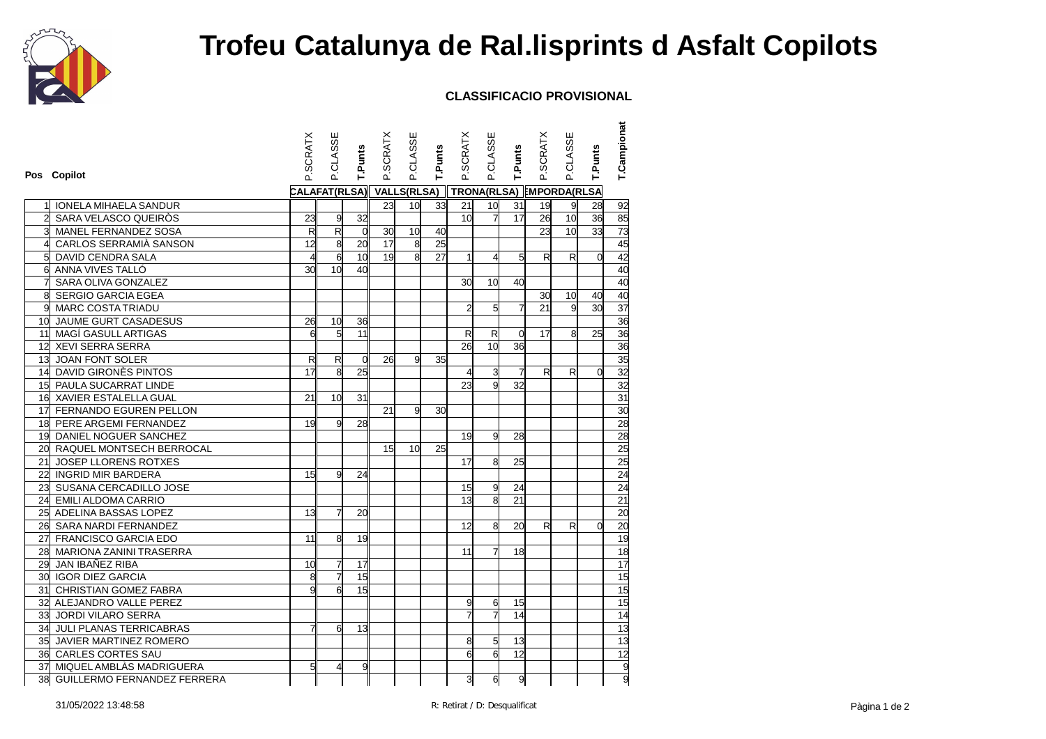# Trofeu Catalunya de Ral.lisprints d Asfalt Copilots

**CLASSIFICACIO PROVISIONAL**

| Pos | Copilot | CALAFAT(RLSA) P.SCRATX | CALAFAT(RLSA) P.CLASSE | CALAFAT(RLSA) T.Punts | VALLS(RLSA) P.SCRATX | VALLS(RLSA) P.CLASSE | VALLS(RLSA) T.Punts | TRONA(RLSA) P.SCRATX | TRONA(RLSA) P.CLASSE | TRONA(RLSA) T.Punts | EMPORDA(RLSA) P.SCRATX | EMPORDA(RLSA) P.CLASSE | EMPORDA(RLSA) T.Punts | T.Campionat |
|---|---|---|---|---|---|---|---|---|---|---|---|---|---|---|
| 1 | IONELA MIHAELA SANDUR | | | | 23 | 10 | 33 | 21 | 10 | 31 | 19 | 9 | 28 | 92 |
| 2 | SARA VELASCO QUEIRÒS | 23 | 9 | 32 | | | | 10 | 7 | 17 | 26 | 10 | 36 | 85 |
| 3 | MANEL FERNANDEZ SOSA | R | R | 0 | 30 | 10 | 40 | | | | 23 | 10 | 33 | 73 |
| 4 | CARLOS SERRAMIÀ SANSON | 12 | 8 | 20 | 17 | 8 | 25 | | | | | | | 45 |
| 5 | DAVID CENDRA SALA | 4 | 6 | 10 | 19 | 8 | 27 | 1 | 4 | 5 | R | R | 0 | 42 |
| 6 | ANNA VIVES TALLÓ | 30 | 10 | 40 | | | | | | | | | | 40 |
| 7 | SARA OLIVA GONZALEZ | | | | | | | 30 | 10 | 40 | | | | 40 |
| 8 | SERGIO GARCIA EGEA | | | | | | | | | | 30 | 10 | 40 | 40 |
| 9 | MARC COSTA TRIADU | | | | | | | 2 | 5 | 7 | 21 | 9 | 30 | 37 |
| 10 | JAUME GURT CASADESUS | 26 | 10 | 36 | | | | | | | | | | 36 |
| 11 | MAGÍ GASULL ARTIGAS | 6 | 5 | 11 | | | | R | R | 0 | 17 | 8 | 25 | 36 |
| 12 | XEVI SERRA SERRA | | | | | | | 26 | 10 | 36 | | | | 36 |
| 13 | JOAN FONT SOLER | R | R | 0 | 26 | 9 | 35 | | | | | | | 35 |
| 14 | DAVID GIRONÈS PINTOS | 17 | 8 | 25 | | | | 4 | 3 | 7 | R | R | 0 | 32 |
| 15 | PAULA SUCARRAT LINDE | | | | | | | 23 | 9 | 32 | | | | 32 |
| 16 | XAVIER ESTALELLA GUAL | 21 | 10 | 31 | | | | | | | | | | 31 |
| 17 | FERNANDO EGUREN PELLON | | | | 21 | 9 | 30 | | | | | | | 30 |
| 18 | PERE ARGEMI FERNANDEZ | 19 | 9 | 28 | | | | | | | | | | 28 |
| 19 | DANIEL NOGUER SANCHEZ | | | | | | | 19 | 9 | 28 | | | | 28 |
| 20 | RAQUEL MONTSECH BERROCAL | | | | 15 | 10 | 25 | | | | | | | 25 |
| 21 | JOSEP LLORENS ROTXES | | | | | | | 17 | 8 | 25 | | | | 25 |
| 22 | INGRID MIR BARDERA | 15 | 9 | 24 | | | | | | | | | | 24 |
| 23 | SUSANA CERCADILLO JOSE | | | | | | | 15 | 9 | 24 | | | | 24 |
| 24 | EMILI ALDOMA CARRIO | | | | | | | 13 | 8 | 21 | | | | 21 |
| 25 | ADELINA BASSAS LOPEZ | 13 | 7 | 20 | | | | | | | | | | 20 |
| 26 | SARA NARDI FERNANDEZ | | | | | | | 12 | 8 | 20 | R | R | 0 | 20 |
| 27 | FRANCISCO GARCIA EDO | 11 | 8 | 19 | | | | | | | | | | 19 |
| 28 | MARIONA ZANINI TRASERRA | | | | | | | 11 | 7 | 18 | | | | 18 |
| 29 | JAN IBAÑEZ RIBA | 10 | 7 | 17 | | | | | | | | | | 17 |
| 30 | IGOR DIEZ GARCIA | 8 | 7 | 15 | | | | | | | | | | 15 |
| 31 | CHRISTIAN GOMEZ FABRA | 9 | 6 | 15 | | | | | | | | | | 15 |
| 32 | ALEJANDRO VALLE PEREZ | | | | | | | 9 | 6 | 15 | | | | 15 |
| 33 | JORDI VILARO SERRA | | | | | | | 7 | 7 | 14 | | | | 14 |
| 34 | JULI PLANAS TERRICABRAS | 7 | 6 | 13 | | | | | | | | | | 13 |
| 35 | JAVIER MARTINEZ ROMERO | | | | | | | 8 | 5 | 13 | | | | 13 |
| 36 | CARLES CORTES SAU | | | | | | | 6 | 6 | 12 | | | | 12 |
| 37 | MIQUEL AMBLÀS MADRIGUERA | 5 | 4 | 9 | | | | | | | | | | 9 |
| 38 | GUILLERMO FERNANDEZ FERRERA | | | | | | | 3 | 6 | 9 | | | | 9 |

31/05/2022 13:48:58

R: Retirat / D: Desqualificat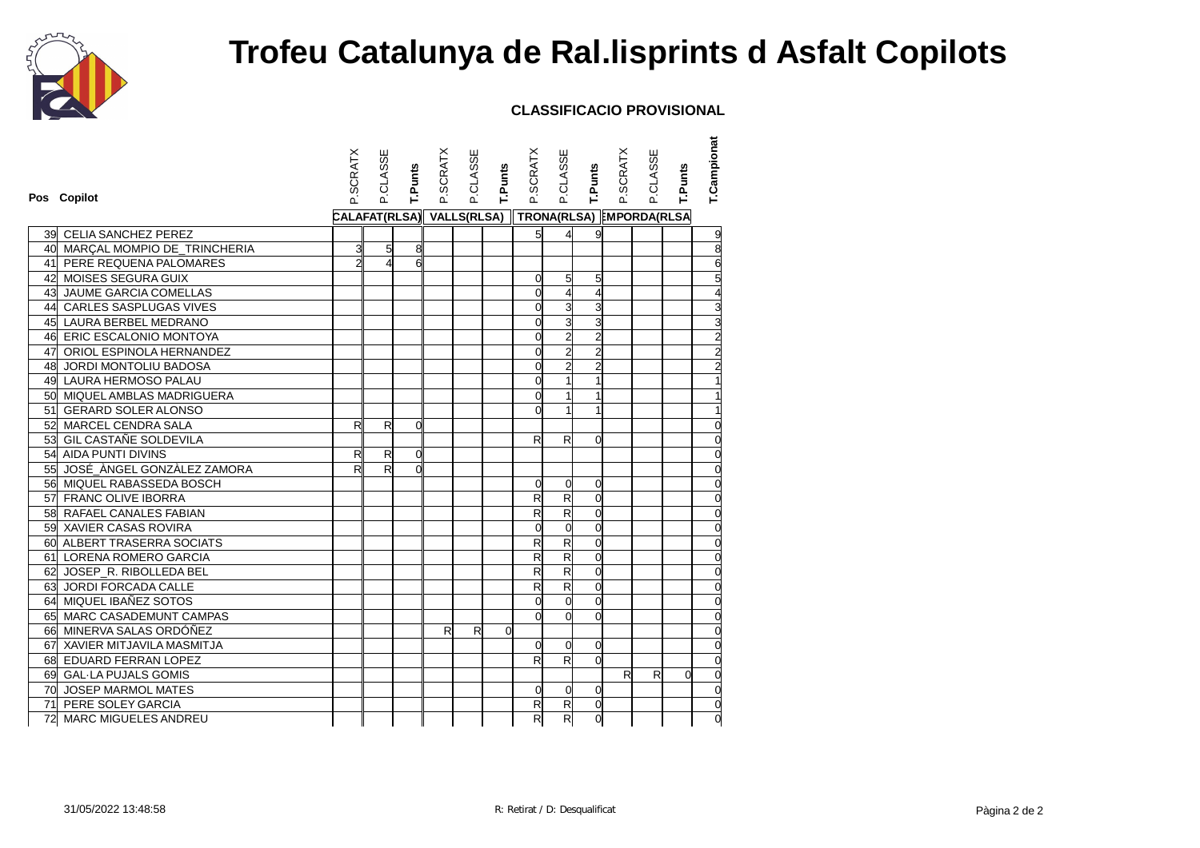# Trofeu Catalunya de Ral.lisprints d Asfalt Copilots

**CLASSIFICACIO PROVISIONAL**

| Pos | Copilot | P.SCRATX | P.CLASSE | T.Punts | P.SCRATX | P.CLASSE | T.Punts | P.SCRATX | P.CLASSE | T.Punts | P.SCRATX | P.CLASSE | T.Punts | T.Campionat |
|---|---|---|---|---|---|---|---|---|---|---|---|---|---|---|
| | | CALAFAT(RLSA) | | | VALLS(RLSA) | | | TRONA(RLSA) | | | EMPORDA(RLSA | | | |
| 39 | CELIA SANCHEZ PEREZ | | | | | | | 5 | 4 | 9 | | | | 9 |
| 40 | MARÇAL MOMPIO DE_TRINCHERIA | 3 | 5 | 8 | | | | | | | | | | 8 |
| 41 | PERE REQUENA PALOMARES | 2 | 4 | 6 | | | | | | | | | | 6 |
| 42 | MOISES SEGURA GUIX | | | | | | | 0 | 5 | 5 | | | | 5 |
| 43 | JAUME GARCIA COMELLAS | | | | | | | 0 | 4 | 4 | | | | 4 |
| 44 | CARLES SASPLUGAS VIVES | | | | | | | 0 | 3 | 3 | | | | 3 |
| 45 | LAURA BERBEL MEDRANO | | | | | | | 0 | 3 | 3 | | | | 3 |
| 46 | ERIC ESCALONIO MONTOYA | | | | | | | 0 | 2 | 2 | | | | 2 |
| 47 | ORIOL ESPINOLA HERNANDEZ | | | | | | | 0 | 2 | 2 | | | | 2 |
| 48 | JORDI MONTOLIU BADOSA | | | | | | | 0 | 2 | 2 | | | | 2 |
| 49 | LAURA HERMOSO PALAU | | | | | | | 0 | 1 | 1 | | | | 1 |
| 50 | MIQUEL AMBLAS MADRIGUERA | | | | | | | 0 | 1 | 1 | | | | 1 |
| 51 | GERARD SOLER ALONSO | | | | | | | 0 | 1 | 1 | | | | 1 |
| 52 | MARCEL CENDRA SALA | R | R | 0 | | | | | | | | | | 0 |
| 53 | GIL CASTAÑE SOLDEVILA | | | | | | | R | R | 0 | | | | 0 |
| 54 | AIDA PUNTI DIVINS | R | R | 0 | | | | | | | | | | 0 |
| 55 | JOSÉ_ÀNGEL GONZÀLEZ ZAMORA | R | R | 0 | | | | | | | | | | 0 |
| 56 | MIQUEL RABASSEDA BOSCH | | | | | | | 0 | 0 | 0 | | | | 0 |
| 57 | FRANC OLIVE IBORRA | | | | | | | R | R | 0 | | | | 0 |
| 58 | RAFAEL CANALES FABIAN | | | | | | | R | R | 0 | | | | 0 |
| 59 | XAVIER CASAS ROVIRA | | | | | | | 0 | 0 | 0 | | | | 0 |
| 60 | ALBERT TRASERRA SOCIATS | | | | | | | R | R | 0 | | | | 0 |
| 61 | LORENA ROMERO GARCIA | | | | | | | R | R | 0 | | | | 0 |
| 62 | JOSEP_R. RIBOLLEDA BEL | | | | | | | R | R | 0 | | | | 0 |
| 63 | JORDI FORCADA CALLE | | | | | | | R | R | 0 | | | | 0 |
| 64 | MIQUEL IBAÑEZ SOTOS | | | | | | | 0 | 0 | 0 | | | | 0 |
| 65 | MARC CASADEMUNT CAMPAS | | | | | | | 0 | 0 | 0 | | | | 0 |
| 66 | MINERVA SALAS ORDÓÑEZ | | | | R | R | 0 | | | | | | | 0 |
| 67 | XAVIER MITJAVILA MASMITJA | | | | | | | 0 | 0 | 0 | | | | 0 |
| 68 | EDUARD FERRAN LOPEZ | | | | | | | R | R | 0 | | | | 0 |
| 69 | GAL·LA PUJALS GOMIS | | | | | | | | | | R | R | 0 | 0 |
| 70 | JOSEP MARMOL MATES | | | | | | | 0 | 0 | 0 | | | | 0 |
| 71 | PERE SOLEY GARCIA | | | | | | | R | R | 0 | | | | 0 |
| 72 | MARC MIGUELES ANDREU | | | | | | | R | R | 0 | | | | 0 |

31/05/2022 13:48:58

R: Retirat / D: Desqualificat